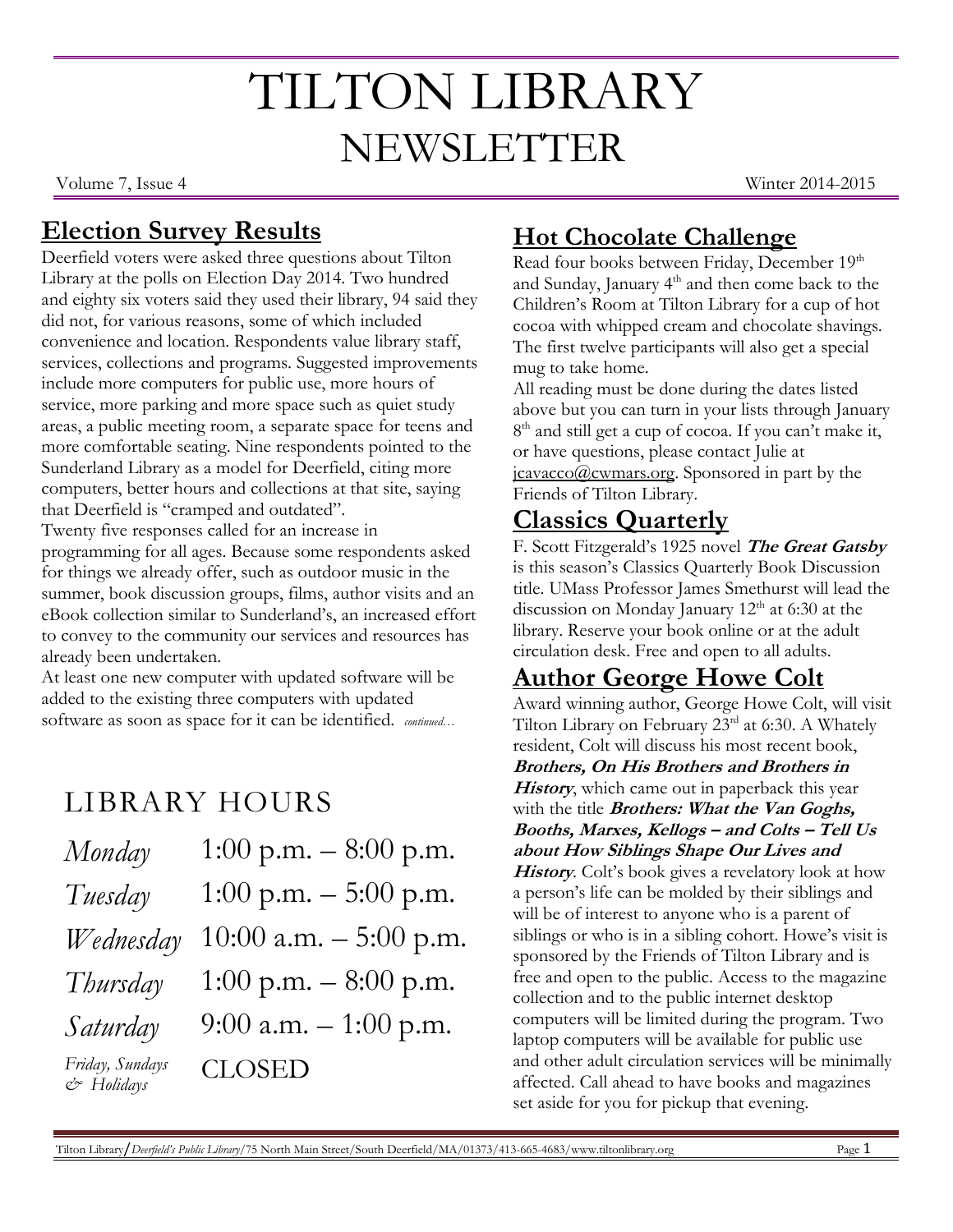# TILTON LIBRARY NEWSLETTER

Volume 7, Issue 4 | Winter 2014-2015

## Election Survey Results

Deerfield voters were asked three questions about Tilton Library at the polls on Election Day 2014. Two hundred and eighty six voters said they used their library, 94 said they did not, for various reasons, some of which included convenience and location. Respondents value library staff, services, collections and programs. Suggested improvements include more computers for public use, more hours of service, more parking and more space such as quiet study areas, a public meeting room, a separate space for teens and more comfortable seating. Nine respondents pointed to the Sunderland Library as a model for Deerfield, citing more computers, better hours and collections at that site, saying that Deerfield is "cramped and outdated".

Twenty five responses called for an increase in programming for all ages. Because some respondents asked for things we already offer, such as outdoor music in the summer, book discussion groups, films, author visits and an eBook collection similar to Sunderland's, an increased effort to convey to the community our services and resources has already been undertaken.

At least one new computer with updated software will be added to the existing three computers with updated software as soon as space for it can be identified. *continued…*

## LIBRARY HOURS

| Day | Hours |
|---|---|
| *Monday* | 1:00 p.m. – 8:00 p.m. |
| *Tuesday* | 1:00 p.m. – 5:00 p.m. |
| *Wednesday* | 10:00 a.m. – 5:00 p.m. |
| *Thursday* | 1:00 p.m. – 8:00 p.m. |
| *Saturday* | 9:00 a.m. – 1:00 p.m. |
| *Friday, Sundays & Holidays* | CLOSED |

## Hot Chocolate Challenge

Read four books between Friday, December 19th and Sunday, January 4th and then come back to the Children's Room at Tilton Library for a cup of hot cocoa with whipped cream and chocolate shavings. The first twelve participants will also get a special mug to take home.

All reading must be done during the dates listed above but you can turn in your lists through January 8th and still get a cup of cocoa. If you can't make it, or have questions, please contact Julie at jcavacco@cwmars.org. Sponsored in part by the Friends of Tilton Library.

## Classics Quarterly

F. Scott Fitzgerald's 1925 novel ***The Great Gatsby*** is this season's Classics Quarterly Book Discussion title. UMass Professor James Smethurst will lead the discussion on Monday January 12th at 6:30 at the library. Reserve your book online or at the adult circulation desk. Free and open to all adults.

## Author George Howe Colt

Award winning author, George Howe Colt, will visit Tilton Library on February 23rd at 6:30. A Whately resident, Colt will discuss his most recent book, ***Brothers, On His Brothers and Brothers in History***, which came out in paperback this year with the title ***Brothers: What the Van Goghs, Booths, Marxes, Kellogs – and Colts – Tell Us about How Siblings Shape Our Lives and History***. Colt's book gives a revelatory look at how a person's life can be molded by their siblings and will be of interest to anyone who is a parent of siblings or who is in a sibling cohort. Howe's visit is sponsored by the Friends of Tilton Library and is free and open to the public. Access to the magazine collection and to the public internet desktop computers will be limited during the program. Two laptop computers will be available for public use and other adult circulation services will be minimally affected. Call ahead to have books and magazines set aside for you for pickup that evening.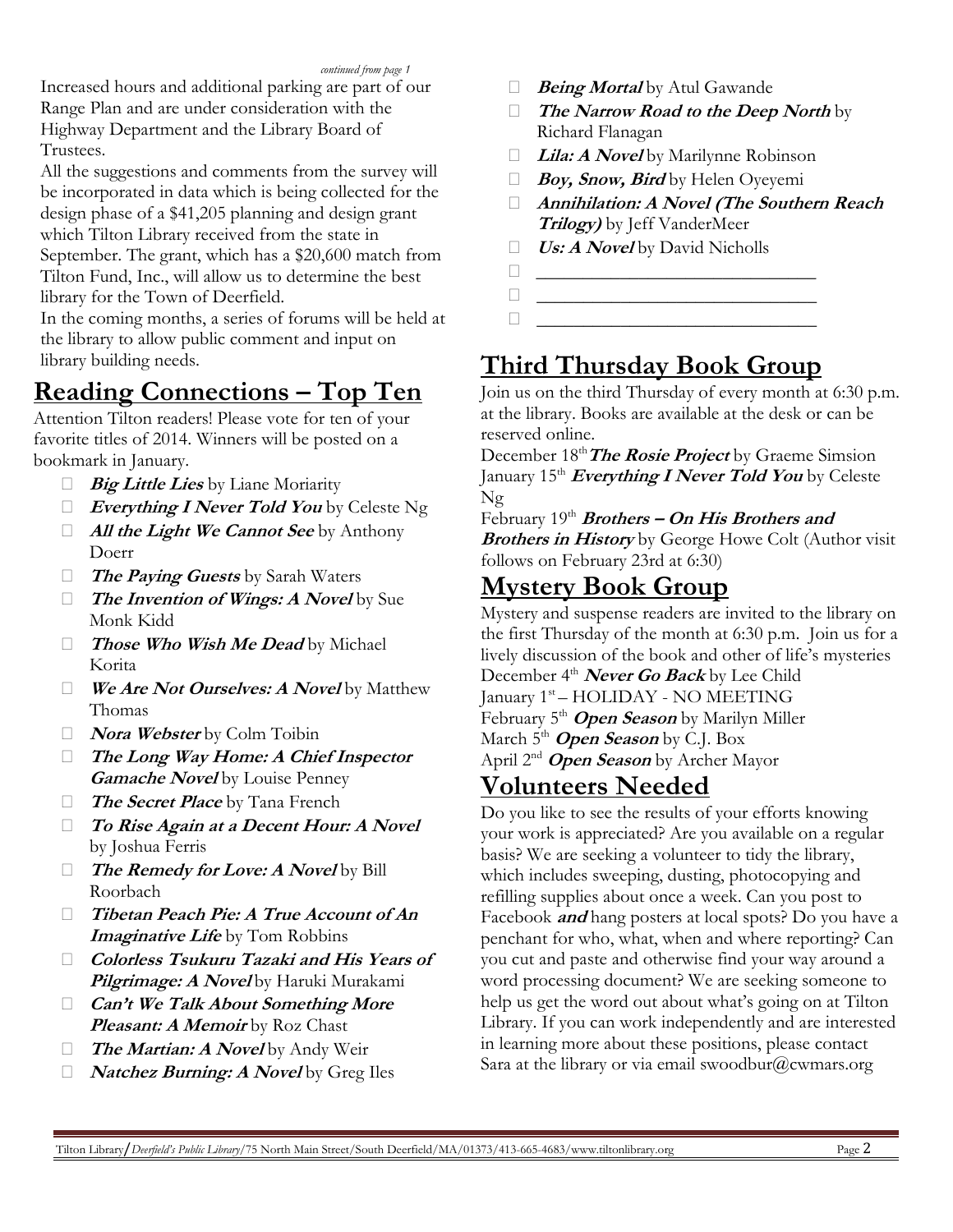*continued from page 1*

Increased hours and additional parking are part of our Range Plan and are under consideration with the Highway Department and the Library Board of Trustees.

All the suggestions and comments from the survey will be incorporated in data which is being collected for the design phase of a $41,205 planning and design grant which Tilton Library received from the state in September. The grant, which has a $20,600 match from Tilton Fund, Inc., will allow us to determine the best library for the Town of Deerfield.

In the coming months, a series of forums will be held at the library to allow public comment and input on library building needs.

# Reading Connections – Top Ten

Attention Tilton readers! Please vote for ten of your favorite titles of 2014. Winners will be posted on a bookmark in January.

- ☐ ***Big Little Lies*** by Liane Moriarity
- ☐ ***Everything I Never Told You*** by Celeste Ng
- ☐ ***All the Light We Cannot See*** by Anthony Doerr
- ☐ ***The Paying Guests*** by Sarah Waters
- ☐ ***The Invention of Wings: A Novel*** by Sue Monk Kidd
- ☐ ***Those Who Wish Me Dead*** by Michael Korita
- ☐ ***We Are Not Ourselves: A Novel*** by Matthew Thomas
- ☐ ***Nora Webster*** by Colm Toibin
- ☐ ***The Long Way Home: A Chief Inspector Gamache Novel*** by Louise Penney
- ☐ ***The Secret Place*** by Tana French
- ☐ ***To Rise Again at a Decent Hour: A Novel*** by Joshua Ferris
- ☐ ***The Remedy for Love: A Novel*** by Bill Roorbach
- ☐ ***Tibetan Peach Pie: A True Account of An Imaginative Life*** by Tom Robbins
- ☐ ***Colorless Tsukuru Tazaki and His Years of Pilgrimage: A Novel*** by Haruki Murakami
- ☐ ***Can't We Talk About Something More Pleasant: A Memoir*** by Roz Chast
- ☐ ***The Martian: A Novel*** by Andy Weir
- ☐ ***Natchez Burning: A Novel*** by Greg Iles
- ☐ ***Being Mortal*** by Atul Gawande
- ☐ ***The Narrow Road to the Deep North*** by Richard Flanagan
- ☐ ***Lila: A Novel*** by Marilynne Robinson
- ☐ ***Boy, Snow, Bird*** by Helen Oyeyemi
- ☐ ***Annihilation: A Novel (The Southern Reach Trilogy)*** by Jeff VanderMeer
- ☐ ***Us: A Novel*** by David Nicholls
- ☐ ______________________________
- ☐ ______________________________
- ☐ ______________________________

# Third Thursday Book Group

Join us on the third Thursday of every month at 6:30 p.m. at the library. Books are available at the desk or can be reserved online.

December 18th ***The Rosie Project*** by Graeme Simsion
January 15th ***Everything I Never Told You*** by Celeste Ng
February 19th ***Brothers – On His Brothers and Brothers in History*** by George Howe Colt (Author visit follows on February 23rd at 6:30)

# Mystery Book Group

Mystery and suspense readers are invited to the library on the first Thursday of the month at 6:30 p.m. Join us for a lively discussion of the book and other of life's mysteries
December 4th ***Never Go Back*** by Lee Child
January 1st – HOLIDAY - NO MEETING
February 5th ***Open Season*** by Marilyn Miller
March 5th ***Open Season*** by C.J. Box
April 2nd ***Open Season*** by Archer Mayor

# Volunteers Needed

Do you like to see the results of your efforts knowing your work is appreciated? Are you available on a regular basis? We are seeking a volunteer to tidy the library, which includes sweeping, dusting, photocopying and refilling supplies about once a week. Can you post to Facebook ***and*** hang posters at local spots? Do you have a penchant for who, what, when and where reporting? Can you cut and paste and otherwise find your way around a word processing document? We are seeking someone to help us get the word out about what's going on at Tilton Library. If you can work independently and are interested in learning more about these positions, please contact Sara at the library or via email swoodbur@cwmars.org